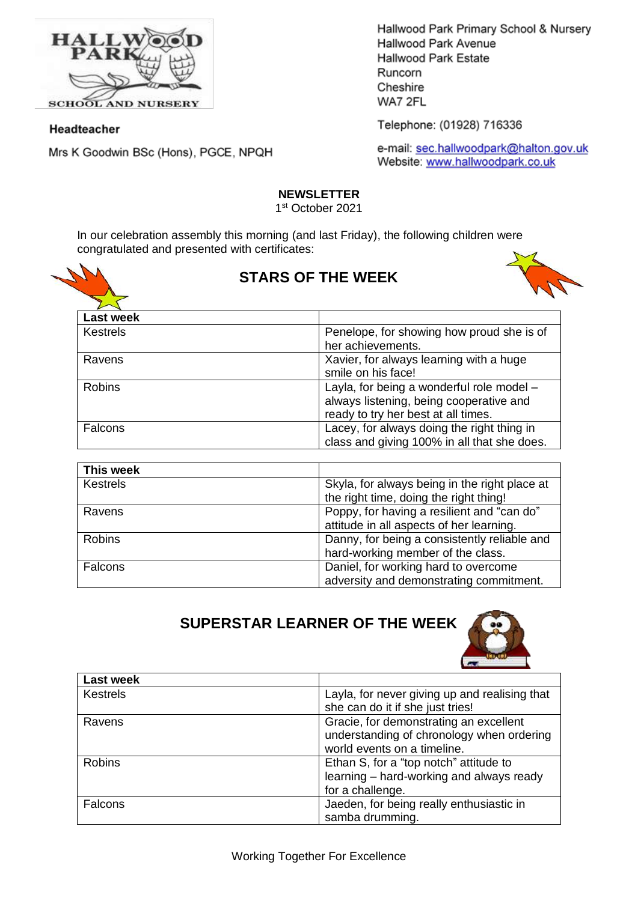HALLWOOD PARK SCHOOL AND NURSERY

**Headteacher**

Mrs K Goodwin BSc (Hons), PGCE, NPQH

Hallwood Park Primary School & Nursery
Hallwood Park Avenue
Hallwood Park Estate
Runcorn
Cheshire
WA7 2FL

Telephone: (01928) 716336

e-mail: sec.hallwoodpark@halton.gov.uk
Website: www.hallwoodpark.co.uk

**NEWSLETTER**
1st October 2021

In our celebration assembly this morning (and last Friday), the following children were congratulated and presented with certificates:

## STARS OF THE WEEK

| **Last week** | |
|---|---|
| Kestrels | Penelope, for showing how proud she is of her achievements. |
| Ravens | Xavier, for always learning with a huge smile on his face! |
| Robins | Layla, for being a wonderful role model – always listening, being cooperative and ready to try her best at all times. |
| Falcons | Lacey, for always doing the right thing in class and giving 100% in all that she does. |

| **This week** | |
|---|---|
| Kestrels | Skyla, for always being in the right place at the right time, doing the right thing! |
| Ravens | Poppy, for having a resilient and "can do" attitude in all aspects of her learning. |
| Robins | Danny, for being a consistently reliable and hard-working member of the class. |
| Falcons | Daniel, for working hard to overcome adversity and demonstrating commitment. |

## SUPERSTAR LEARNER OF THE WEEK

| **Last week** | |
|---|---|
| Kestrels | Layla, for never giving up and realising that she can do it if she just tries! |
| Ravens | Gracie, for demonstrating an excellent understanding of chronology when ordering world events on a timeline. |
| Robins | Ethan S, for a "top notch" attitude to learning – hard-working and always ready for a challenge. |
| Falcons | Jaeden, for being really enthusiastic in samba drumming. |

Working Together For Excellence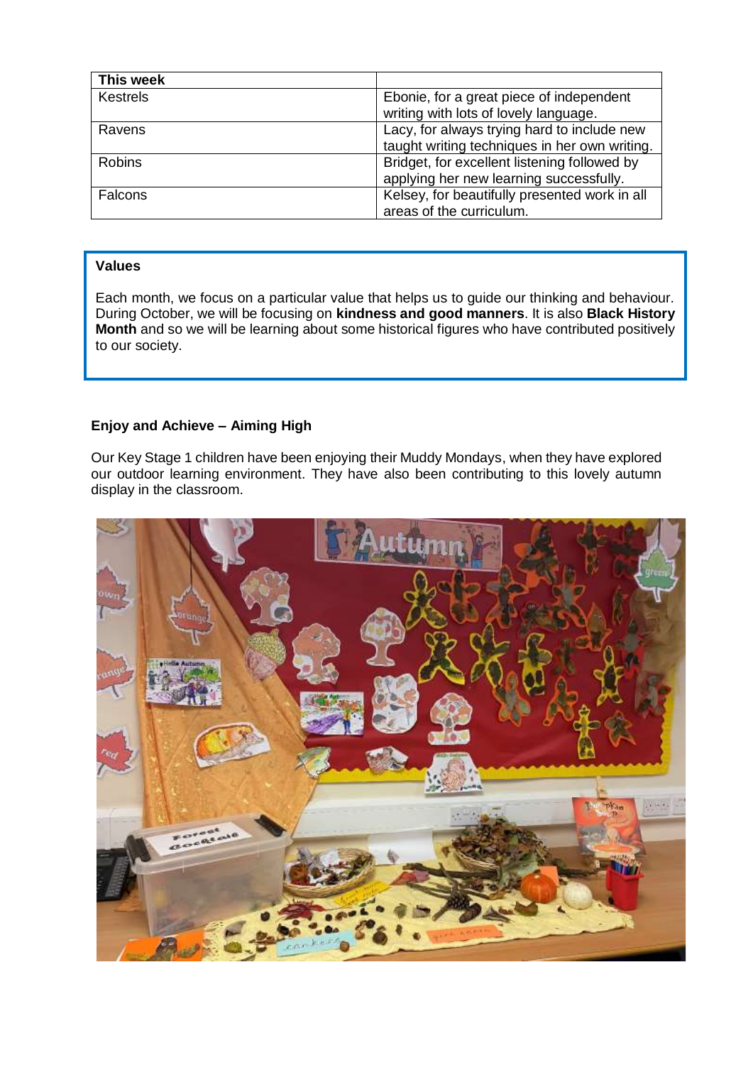| This week | |
| --- | --- |
| Kestrels | Ebonie, for a great piece of independent writing with lots of lovely language. |
| Ravens | Lacy, for always trying hard to include new taught writing techniques in her own writing. |
| Robins | Bridget, for excellent listening followed by applying her new learning successfully. |
| Falcons | Kelsey, for beautifully presented work in all areas of the curriculum. |

**Values**

Each month, we focus on a particular value that helps us to guide our thinking and behaviour. During October, we will be focusing on **kindness and good manners**. It is also **Black History Month** and so we will be learning about some historical figures who have contributed positively to our society.

**Enjoy and Achieve – Aiming High**

Our Key Stage 1 children have been enjoying their Muddy Mondays, when they have explored our outdoor learning environment. They have also been contributing to this lovely autumn display in the classroom.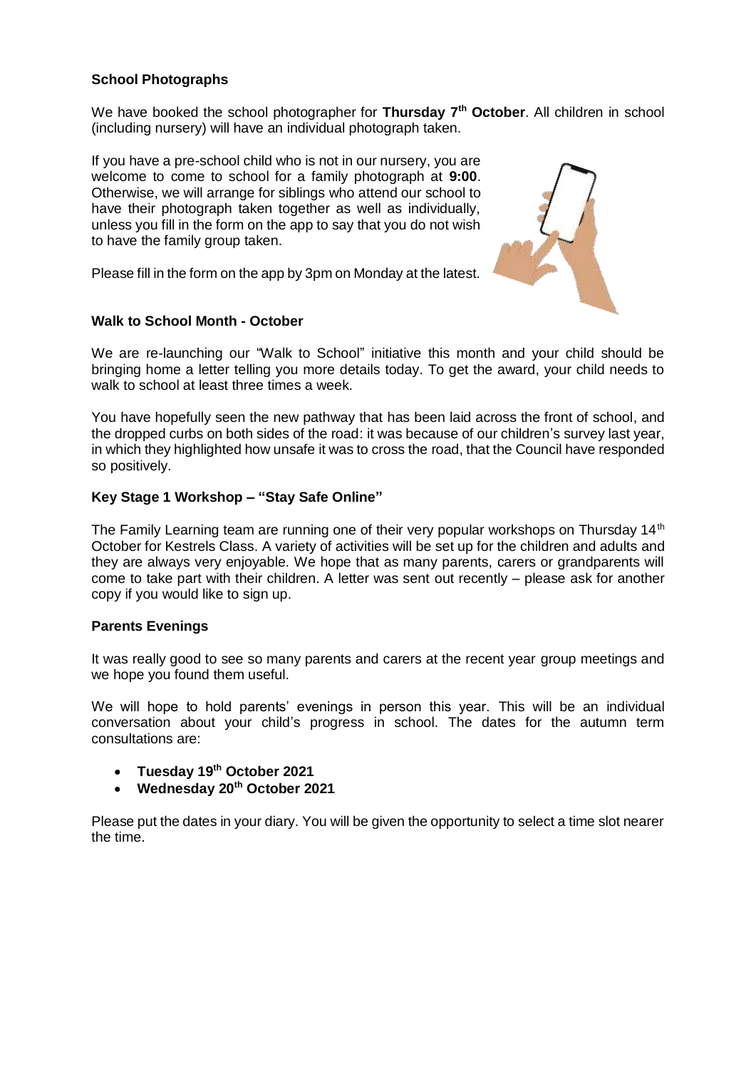**School Photographs**

We have booked the school photographer for **Thursday 7th October**. All children in school (including nursery) will have an individual photograph taken.

If you have a pre-school child who is not in our nursery, you are welcome to come to school for a family photograph at **9:00**. Otherwise, we will arrange for siblings who attend our school to have their photograph taken together as well as individually, unless you fill in the form on the app to say that you do not wish to have the family group taken.

Please fill in the form on the app by 3pm on Monday at the latest.

**Walk to School Month - October**

We are re-launching our "Walk to School" initiative this month and your child should be bringing home a letter telling you more details today. To get the award, your child needs to walk to school at least three times a week.

You have hopefully seen the new pathway that has been laid across the front of school, and the dropped curbs on both sides of the road: it was because of our children's survey last year, in which they highlighted how unsafe it was to cross the road, that the Council have responded so positively.

**Key Stage 1 Workshop – "Stay Safe Online"**

The Family Learning team are running one of their very popular workshops on Thursday 14th October for Kestrels Class. A variety of activities will be set up for the children and adults and they are always very enjoyable. We hope that as many parents, carers or grandparents will come to take part with their children. A letter was sent out recently – please ask for another copy if you would like to sign up.

**Parents Evenings**

It was really good to see so many parents and carers at the recent year group meetings and we hope you found them useful.

We will hope to hold parents' evenings in person this year. This will be an individual conversation about your child's progress in school. The dates for the autumn term consultations are:

- **Tuesday 19th October 2021**
- **Wednesday 20th October 2021**

Please put the dates in your diary. You will be given the opportunity to select a time slot nearer the time.